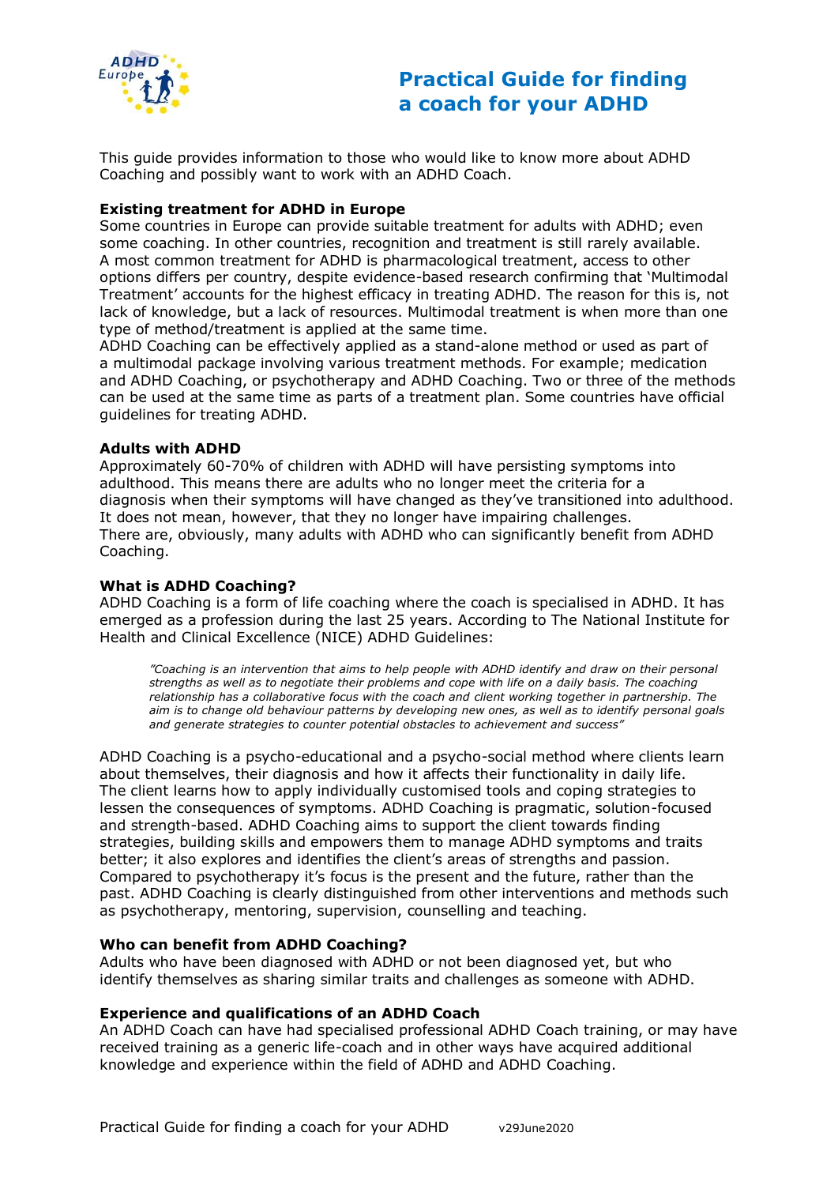# Practical Guide for finding a coach for your ADHD

This guide provides information to those who would like to know more about ADHD Coaching and possibly want to work with an ADHD Coach.

**Existing treatment for ADHD in Europe**

Some countries in Europe can provide suitable treatment for adults with ADHD; even some coaching. In other countries, recognition and treatment is still rarely available. A most common treatment for ADHD is pharmacological treatment, access to other options differs per country, despite evidence-based research confirming that 'Multimodal Treatment' accounts for the highest efficacy in treating ADHD. The reason for this is, not lack of knowledge, but a lack of resources. Multimodal treatment is when more than one type of method/treatment is applied at the same time.

ADHD Coaching can be effectively applied as a stand-alone method or used as part of a multimodal package involving various treatment methods. For example; medication and ADHD Coaching, or psychotherapy and ADHD Coaching. Two or three of the methods can be used at the same time as parts of a treatment plan. Some countries have official guidelines for treating ADHD.

**Adults with ADHD**

Approximately 60-70% of children with ADHD will have persisting symptoms into adulthood. This means there are adults who no longer meet the criteria for a diagnosis when their symptoms will have changed as they've transitioned into adulthood. It does not mean, however, that they no longer have impairing challenges.

There are, obviously, many adults with ADHD who can significantly benefit from ADHD Coaching.

**What is ADHD Coaching?**

ADHD Coaching is a form of life coaching where the coach is specialised in ADHD. It has emerged as a profession during the last 25 years. According to The National Institute for Health and Clinical Excellence (NICE) ADHD Guidelines:

> *"Coaching is an intervention that aims to help people with ADHD identify and draw on their personal strengths as well as to negotiate their problems and cope with life on a daily basis. The coaching relationship has a collaborative focus with the coach and client working together in partnership. The aim is to change old behaviour patterns by developing new ones, as well as to identify personal goals and generate strategies to counter potential obstacles to achievement and success"*

ADHD Coaching is a psycho-educational and a psycho-social method where clients learn about themselves, their diagnosis and how it affects their functionality in daily life. The client learns how to apply individually customised tools and coping strategies to lessen the consequences of symptoms. ADHD Coaching is pragmatic, solution-focused and strength-based. ADHD Coaching aims to support the client towards finding strategies, building skills and empowers them to manage ADHD symptoms and traits better; it also explores and identifies the client's areas of strengths and passion. Compared to psychotherapy it's focus is the present and the future, rather than the past. ADHD Coaching is clearly distinguished from other interventions and methods such as psychotherapy, mentoring, supervision, counselling and teaching.

**Who can benefit from ADHD Coaching?**

Adults who have been diagnosed with ADHD or not been diagnosed yet, but who identify themselves as sharing similar traits and challenges as someone with ADHD.

**Experience and qualifications of an ADHD Coach**

An ADHD Coach can have had specialised professional ADHD Coach training, or may have received training as a generic life-coach and in other ways have acquired additional knowledge and experience within the field of ADHD and ADHD Coaching.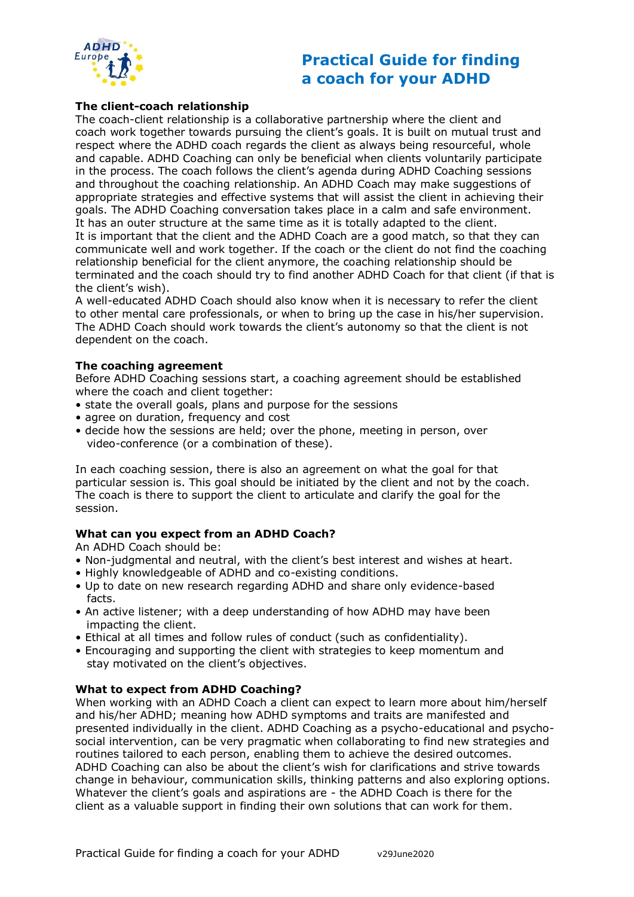# Practical Guide for finding a coach for your ADHD

**The client-coach relationship**

The coach-client relationship is a collaborative partnership where the client and coach work together towards pursuing the client's goals. It is built on mutual trust and respect where the ADHD coach regards the client as always being resourceful, whole and capable. ADHD Coaching can only be beneficial when clients voluntarily participate in the process. The coach follows the client's agenda during ADHD Coaching sessions and throughout the coaching relationship. An ADHD Coach may make suggestions of appropriate strategies and effective systems that will assist the client in achieving their goals. The ADHD Coaching conversation takes place in a calm and safe environment. It has an outer structure at the same time as it is totally adapted to the client.
It is important that the client and the ADHD Coach are a good match, so that they can communicate well and work together. If the coach or the client do not find the coaching relationship beneficial for the client anymore, the coaching relationship should be terminated and the coach should try to find another ADHD Coach for that client (if that is the client's wish).
A well-educated ADHD Coach should also know when it is necessary to refer the client to other mental care professionals, or when to bring up the case in his/her supervision. The ADHD Coach should work towards the client's autonomy so that the client is not dependent on the coach.

**The coaching agreement**

Before ADHD Coaching sessions start, a coaching agreement should be established where the coach and client together:

- state the overall goals, plans and purpose for the sessions
- agree on duration, frequency and cost
- decide how the sessions are held; over the phone, meeting in person, over video-conference (or a combination of these).

In each coaching session, there is also an agreement on what the goal for that particular session is. This goal should be initiated by the client and not by the coach. The coach is there to support the client to articulate and clarify the goal for the session.

**What can you expect from an ADHD Coach?**

An ADHD Coach should be:

- Non-judgmental and neutral, with the client's best interest and wishes at heart.
- Highly knowledgeable of ADHD and co-existing conditions.
- Up to date on new research regarding ADHD and share only evidence-based facts.
- An active listener; with a deep understanding of how ADHD may have been impacting the client.
- Ethical at all times and follow rules of conduct (such as confidentiality).
- Encouraging and supporting the client with strategies to keep momentum and stay motivated on the client's objectives.

**What to expect from ADHD Coaching?**

When working with an ADHD Coach a client can expect to learn more about him/herself and his/her ADHD; meaning how ADHD symptoms and traits are manifested and presented individually in the client. ADHD Coaching as a psycho-educational and psycho-social intervention, can be very pragmatic when collaborating to find new strategies and routines tailored to each person, enabling them to achieve the desired outcomes.
ADHD Coaching can also be about the client's wish for clarifications and strive towards change in behaviour, communication skills, thinking patterns and also exploring options. Whatever the client's goals and aspirations are - the ADHD Coach is there for the client as a valuable support in finding their own solutions that can work for them.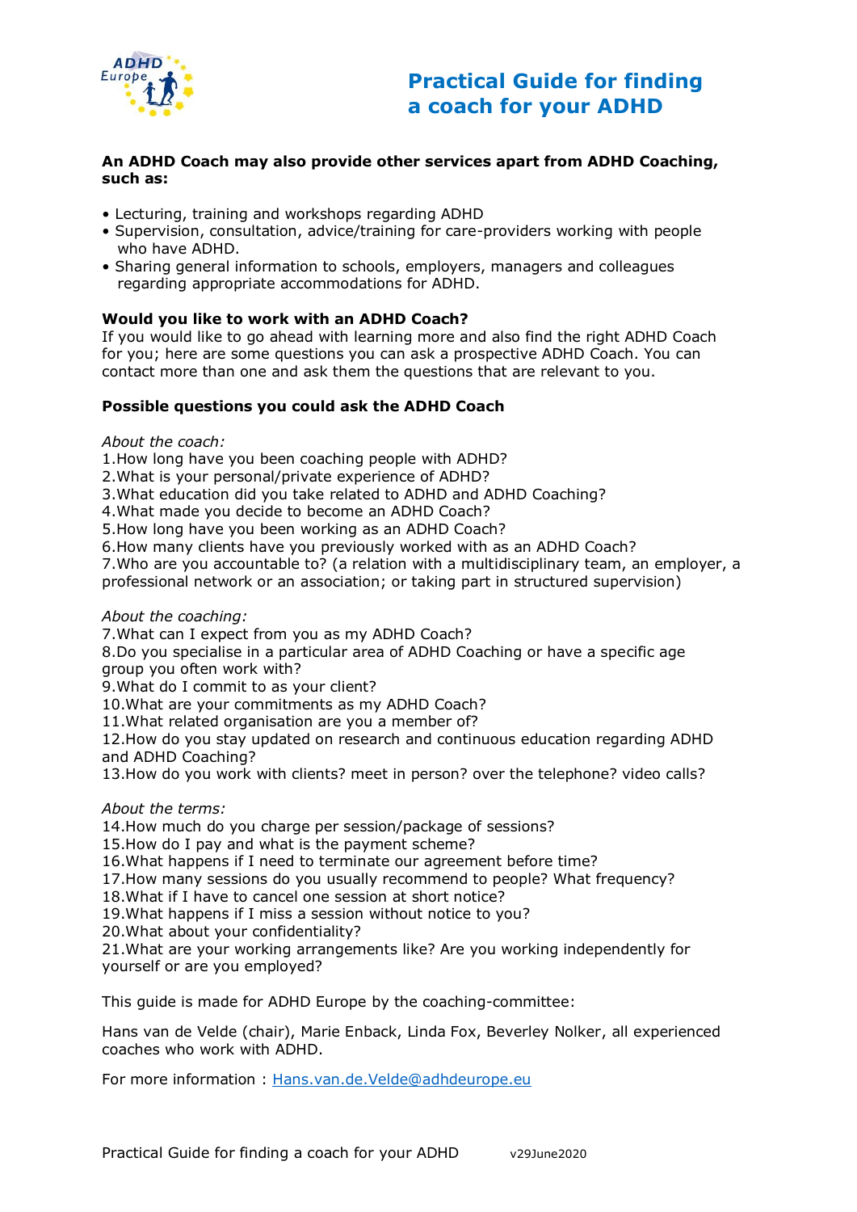# Practical Guide for finding a coach for your ADHD

**An ADHD Coach may also provide other services apart from ADHD Coaching, such as:**

- Lecturing, training and workshops regarding ADHD
- Supervision, consultation, advice/training for care-providers working with people who have ADHD.
- Sharing general information to schools, employers, managers and colleagues regarding appropriate accommodations for ADHD.

**Would you like to work with an ADHD Coach?**

If you would like to go ahead with learning more and also find the right ADHD Coach for you; here are some questions you can ask a prospective ADHD Coach. You can contact more than one and ask them the questions that are relevant to you.

**Possible questions you could ask the ADHD Coach**

*About the coach:*

1.How long have you been coaching people with ADHD?
2.What is your personal/private experience of ADHD?
3.What education did you take related to ADHD and ADHD Coaching?
4.What made you decide to become an ADHD Coach?
5.How long have you been working as an ADHD Coach?
6.How many clients have you previously worked with as an ADHD Coach?
7.Who are you accountable to? (a relation with a multidisciplinary team, an employer, a professional network or an association; or taking part in structured supervision)

*About the coaching:*

7.What can I expect from you as my ADHD Coach?
8.Do you specialise in a particular area of ADHD Coaching or have a specific age group you often work with?
9.What do I commit to as your client?
10.What are your commitments as my ADHD Coach?
11.What related organisation are you a member of?
12.How do you stay updated on research and continuous education regarding ADHD and ADHD Coaching?
13.How do you work with clients? meet in person? over the telephone? video calls?

*About the terms:*

14.How much do you charge per session/package of sessions?
15.How do I pay and what is the payment scheme?
16.What happens if I need to terminate our agreement before time?
17.How many sessions do you usually recommend to people? What frequency?
18.What if I have to cancel one session at short notice?
19.What happens if I miss a session without notice to you?
20.What about your confidentiality?
21.What are your working arrangements like? Are you working independently for yourself or are you employed?

This guide is made for ADHD Europe by the coaching-committee:

Hans van de Velde (chair), Marie Enback, Linda Fox, Beverley Nolker, all experienced coaches who work with ADHD.

For more information : Hans.van.de.Velde@adhdeurope.eu